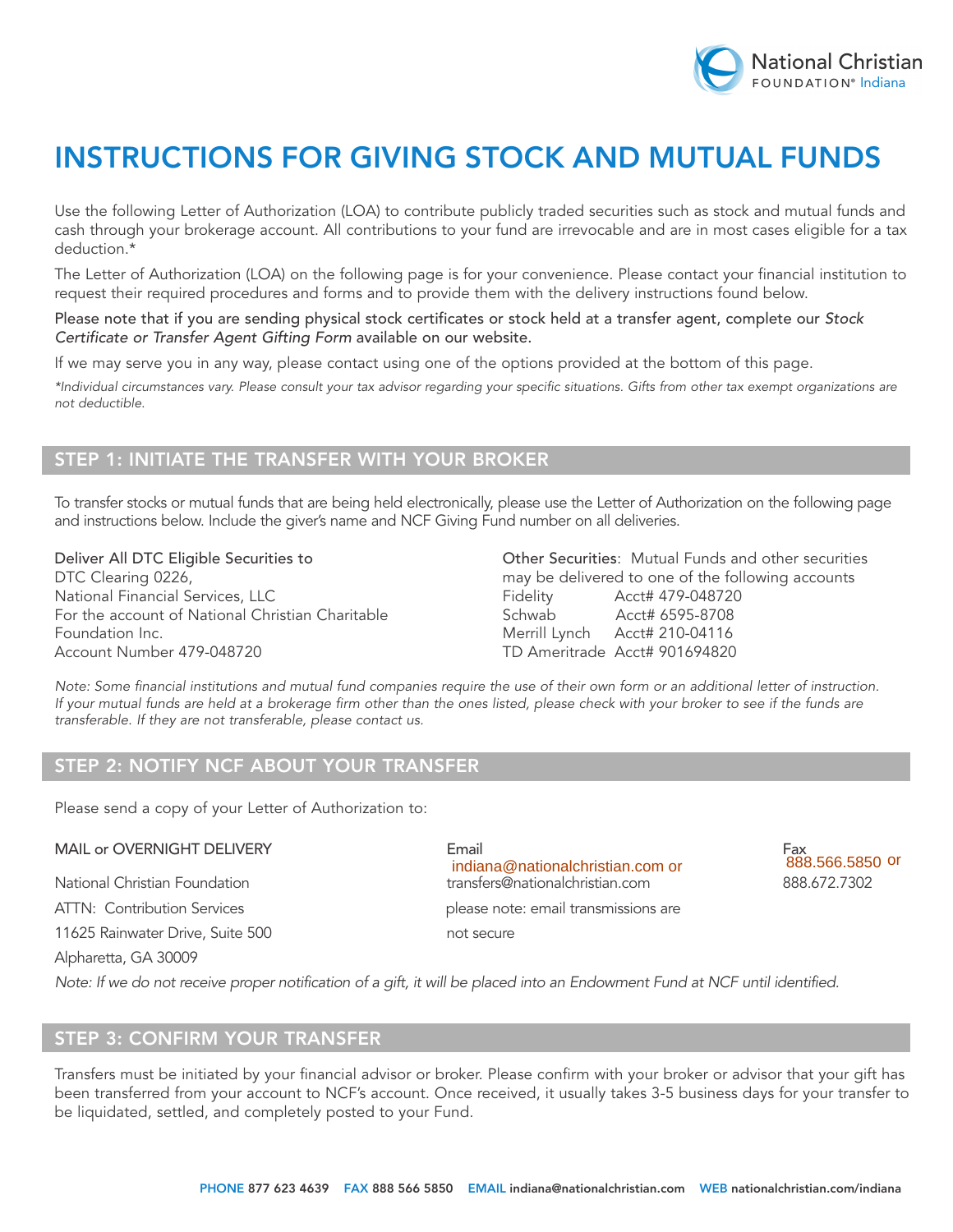National Christian FOUNDATION® Indiana

# INSTRUCTIONS FOR GIVING STOCK AND MUTUAL FUNDS

Use the following Letter of Authorization (LOA) to contribute publicly traded securities such as stock and mutual funds and cash through your brokerage account. All contributions to your fund are irrevocable and are in most cases eligible for a tax deduction.*

The Letter of Authorization (LOA) on the following page is for your convenience. Please contact your financial institution to request their required procedures and forms and to provide them with the delivery instructions found below.

Please note that if you are sending physical stock certificates or stock held at a transfer agent, complete our *Stock Certificate or Transfer Agent Gifting Form* available on our website.

If we may serve you in any way, please contact using one of the options provided at the bottom of this page.

*\*Individual circumstances vary. Please consult your tax advisor regarding your specific situations. Gifts from other tax exempt organizations are not deductible.*

## STEP 1: INITIATE THE TRANSFER WITH YOUR BROKER

To transfer stocks or mutual funds that are being held electronically, please use the Letter of Authorization on the following page and instructions below. Include the giver's name and NCF Giving Fund number on all deliveries.

Deliver All DTC Eligible Securities to
DTC Clearing 0226,
National Financial Services, LLC
For the account of National Christian Charitable Foundation Inc.
Account Number 479-048720

Other Securities: Mutual Funds and other securities may be delivered to one of the following accounts

| | |
|---|---|
| Fidelity | Acct# 479-048720 |
| Schwab | Acct# 6595-8708 |
| Merrill Lynch | Acct# 210-04116 |
| TD Ameritrade | Acct# 901694820 |

*Note: Some financial institutions and mutual fund companies require the use of their own form or an additional letter of instruction. If your mutual funds are held at a brokerage firm other than the ones listed, please check with your broker to see if the funds are transferable. If they are not transferable, please contact us.*

## STEP 2: NOTIFY NCF ABOUT YOUR TRANSFER

Please send a copy of your Letter of Authorization to:

MAIL or OVERNIGHT DELIVERY

National Christian Foundation
ATTN: Contribution Services
11625 Rainwater Drive, Suite 500
Alpharetta, GA 30009

Email
indiana@nationalchristian.com or
transfers@nationalchristian.com
please note: email transmissions are not secure

Fax
888.566.5850 or
888.672.7302

*Note: If we do not receive proper notification of a gift, it will be placed into an Endowment Fund at NCF until identified.*

## STEP 3: CONFIRM YOUR TRANSFER

Transfers must be initiated by your financial advisor or broker. Please confirm with your broker or advisor that your gift has been transferred from your account to NCF's account. Once received, it usually takes 3-5 business days for your transfer to be liquidated, settled, and completely posted to your Fund.

**PHONE** 877 623 4639 **FAX** 888 566 5850 **EMAIL** indiana@nationalchristian.com **WEB** nationalchristian.com/indiana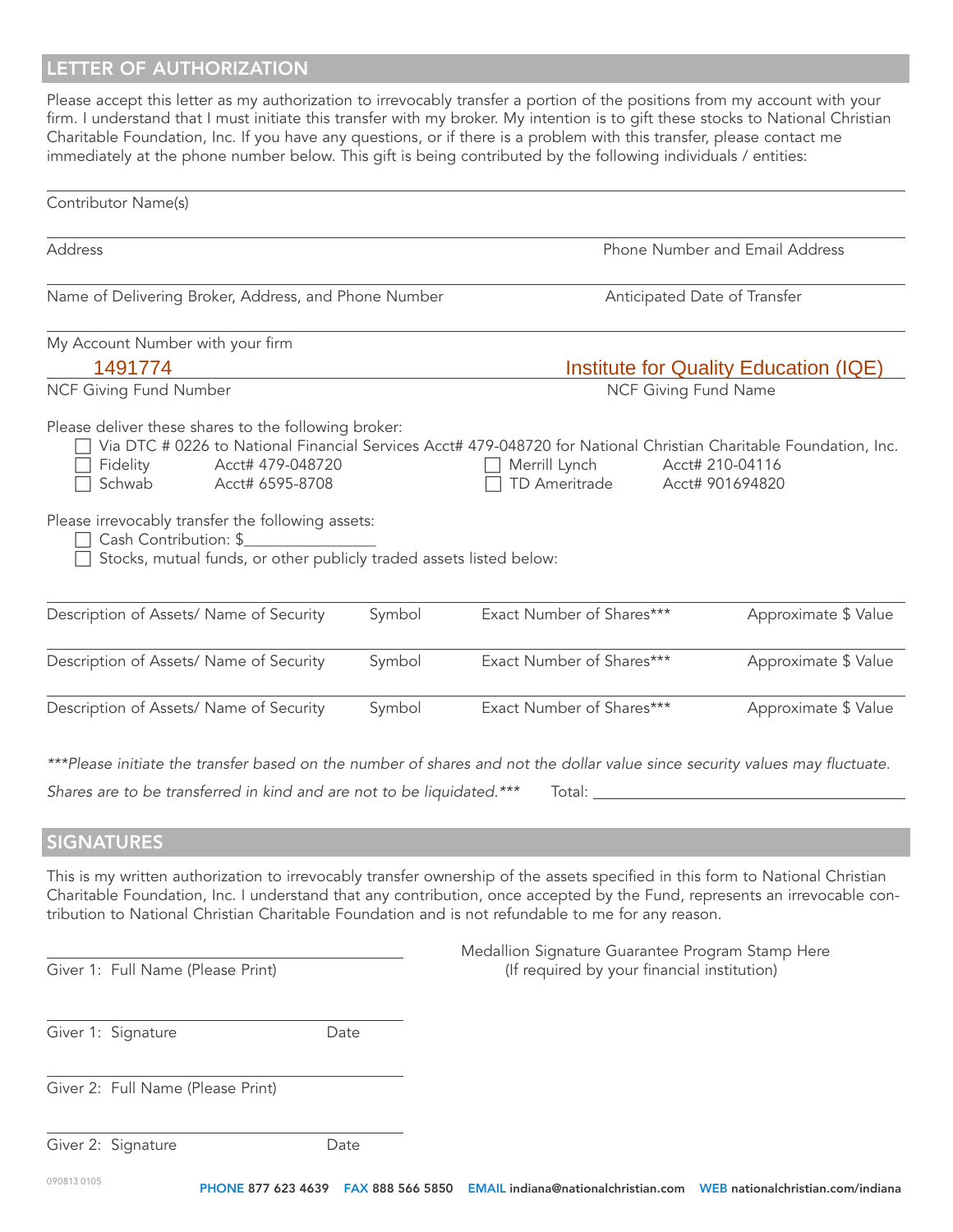## LETTER OF AUTHORIZATION

Please accept this letter as my authorization to irrevocably transfer a portion of the positions from my account with your firm. I understand that I must initiate this transfer with my broker. My intention is to gift these stocks to National Christian Charitable Foundation, Inc. If you have any questions, or if there is a problem with this transfer, please contact me immediately at the phone number below. This gift is being contributed by the following individuals / entities:

Contributor Name(s)

Address | Phone Number and Email Address

Name of Delivering Broker, Address, and Phone Number | Anticipated Date of Transfer

My Account Number with your firm

1491774 | Institute for Quality Education (IQE)

NCF Giving Fund Number | NCF Giving Fund Name

Please deliver these shares to the following broker:

- ☐ Via DTC # 0226 to National Financial Services Acct# 479-048720 for National Christian Charitable Foundation, Inc.
- ☐ Fidelity Acct# 479-048720
- ☐ Merrill Lynch Acct# 210-04116
- ☐ Schwab Acct# 6595-8708
- ☐ TD Ameritrade Acct# 901694820

Please irrevocably transfer the following assets:

- ☐ Cash Contribution: $________________
- ☐ Stocks, mutual funds, or other publicly traded assets listed below:

| Description of Assets/ Name of Security | Symbol | Exact Number of Shares*** | Approximate $ Value |
|---|---|---|---|
| Description of Assets/ Name of Security | Symbol | Exact Number of Shares*** | Approximate $ Value |
| Description of Assets/ Name of Security | Symbol | Exact Number of Shares*** | Approximate $ Value |

*\*\*\*Please initiate the transfer based on the number of shares and not the dollar value since security values may fluctuate. Shares are to be transferred in kind and are not to be liquidated.\*\*\** Total: ______________________________

## SIGNATURES

This is my written authorization to irrevocably transfer ownership of the assets specified in this form to National Christian Charitable Foundation, Inc. I understand that any contribution, once accepted by the Fund, represents an irrevocable contribution to National Christian Charitable Foundation and is not refundable to me for any reason.

Giver 1: Full Name (Please Print)

Giver 1: Signature Date

Giver 2: Full Name (Please Print)

Giver 2: Signature Date

Medallion Signature Guarantee Program Stamp Here
(If required by your financial institution)

090813 0105

**PHONE** 877 623 4639 **FAX** 888 566 5850 **EMAIL** indiana@nationalchristian.com **WEB** nationalchristian.com/indiana